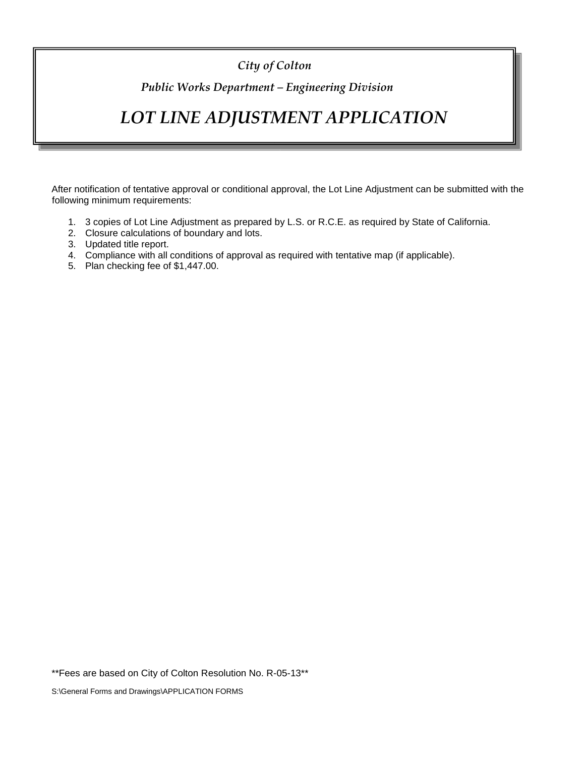*City of Colton*

*Public Works Department – Engineering Division*

# *LOT LINE ADJUSTMENT APPLICATION*

After notification of tentative approval or conditional approval, the Lot Line Adjustment can be submitted with the following minimum requirements:

1. 3 copies of Lot Line Adjustment as prepared by L.S. or R.C.E. as required by State of California.
2. Closure calculations of boundary and lots.
3. Updated title report.
4. Compliance with all conditions of approval as required with tentative map (if applicable).
5. Plan checking fee of $1,447.00.

**Fees are based on City of Colton Resolution No. R-05-13**

S:\General Forms and Drawings\APPLICATION FORMS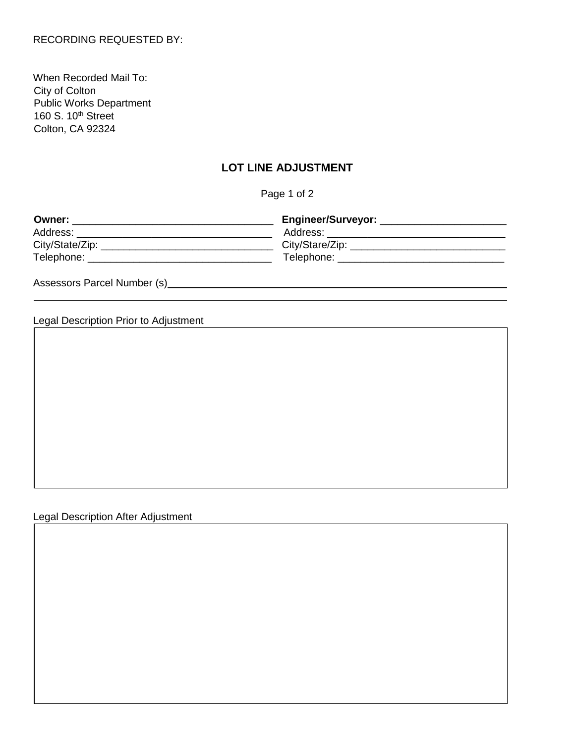RECORDING REQUESTED BY:

When Recorded Mail To:
City of Colton
Public Works Department
160 S. 10th Street
Colton, CA 92324

# LOT LINE ADJUSTMENT

Page 1 of 2

**Owner:** ___________________________________
Address: ___________________________________
City/State/Zip: ______________________________
Telephone: ________________________________

**Engineer/Surveyor:** ______________________
Address: ________________________________
City/Stare/Zip: ____________________________
Telephone: _____________________________

Assessors Parcel Number (s)______________________________________________________________

Legal Description Prior to Adjustment

| |
|---|
| |

Legal Description After Adjustment

| |
|---|
| |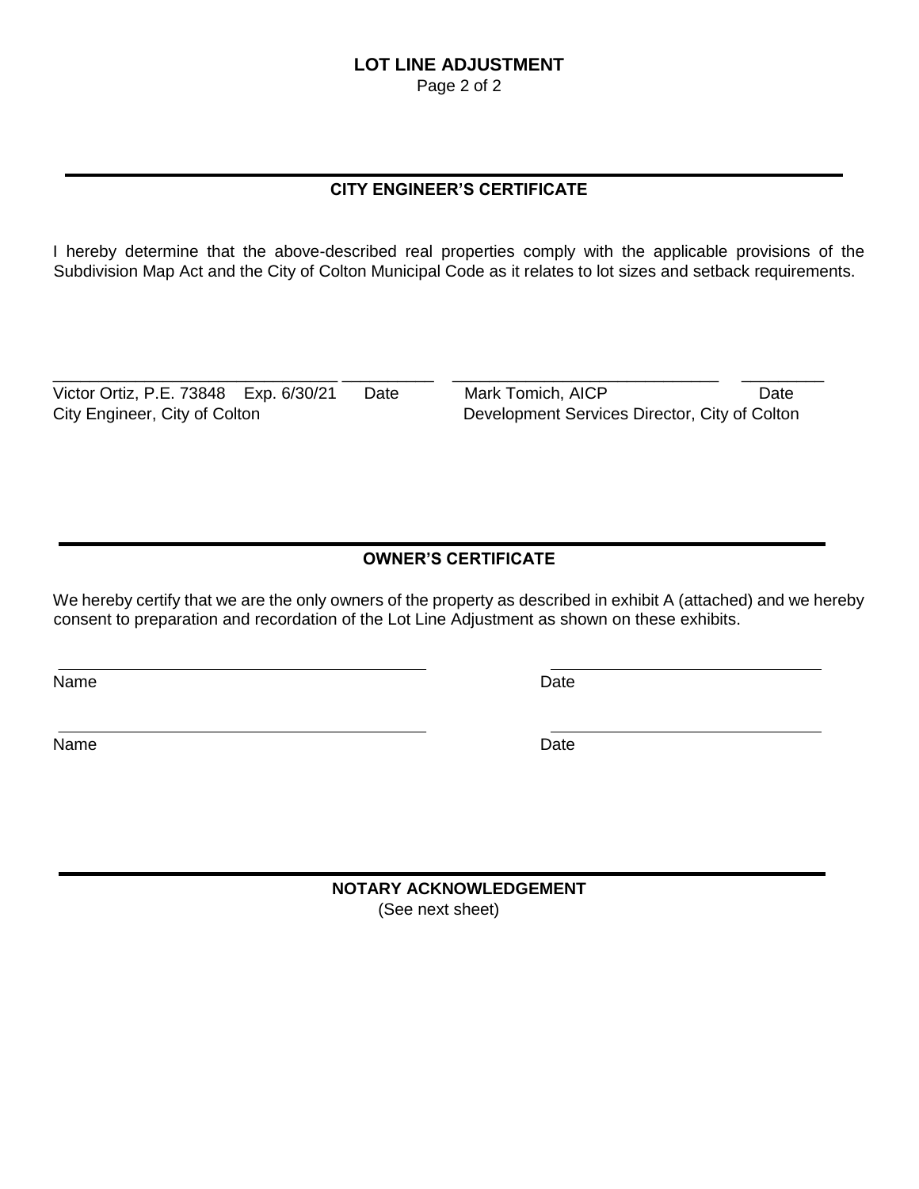# LOT LINE ADJUSTMENT

Page 2 of 2

## CITY ENGINEER'S CERTIFICATE

I hereby determine that the above-described real properties comply with the applicable provisions of the Subdivision Map Act and the City of Colton Municipal Code as it relates to lot sizes and setback requirements.

| | | | |
|---|---|---|---|
| _______________________________ | __________ | _____________________________ | _________ |
| Victor Ortiz, P.E. 73848 Exp. 6/30/21 | Date | Mark Tomich, AICP | Date |
| City Engineer, City of Colton | | Development Services Director, City of Colton | |

## OWNER'S CERTIFICATE

We hereby certify that we are the only owners of the property as described in exhibit A (attached) and we hereby consent to preparation and recordation of the Lot Line Adjustment as shown on these exhibits.

| | |
|---|---|
| ___________________________________________ | _______________________________ |
| Name | Date |
| ___________________________________________ | _______________________________ |
| Name | Date |

## NOTARY ACKNOWLEDGEMENT

(See next sheet)